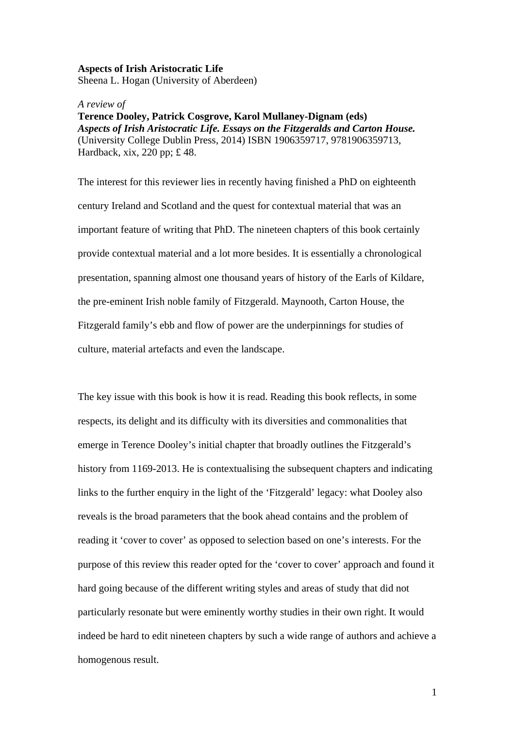**Aspects of Irish Aristocratic Life**
Sheena L. Hogan (University of Aberdeen)

*A review of*
**Terence Dooley, Patrick Cosgrove, Karol Mullaney-Dignam (eds)**
***Aspects of Irish Aristocratic Life. Essays on the Fitzgeralds and Carton House.***
(University College Dublin Press, 2014) ISBN 1906359717, 9781906359713, Hardback, xix, 220 pp; £ 48.

The interest for this reviewer lies in recently having finished a PhD on eighteenth century Ireland and Scotland and the quest for contextual material that was an important feature of writing that PhD. The nineteen chapters of this book certainly provide contextual material and a lot more besides. It is essentially a chronological presentation, spanning almost one thousand years of history of the Earls of Kildare, the pre-eminent Irish noble family of Fitzgerald. Maynooth, Carton House, the Fitzgerald family's ebb and flow of power are the underpinnings for studies of culture, material artefacts and even the landscape.

The key issue with this book is how it is read. Reading this book reflects, in some respects, its delight and its difficulty with its diversities and commonalities that emerge in Terence Dooley's initial chapter that broadly outlines the Fitzgerald's history from 1169-2013. He is contextualising the subsequent chapters and indicating links to the further enquiry in the light of the 'Fitzgerald' legacy: what Dooley also reveals is the broad parameters that the book ahead contains and the problem of reading it 'cover to cover' as opposed to selection based on one's interests. For the purpose of this review this reader opted for the 'cover to cover' approach and found it hard going because of the different writing styles and areas of study that did not particularly resonate but were eminently worthy studies in their own right. It would indeed be hard to edit nineteen chapters by such a wide range of authors and achieve a homogenous result.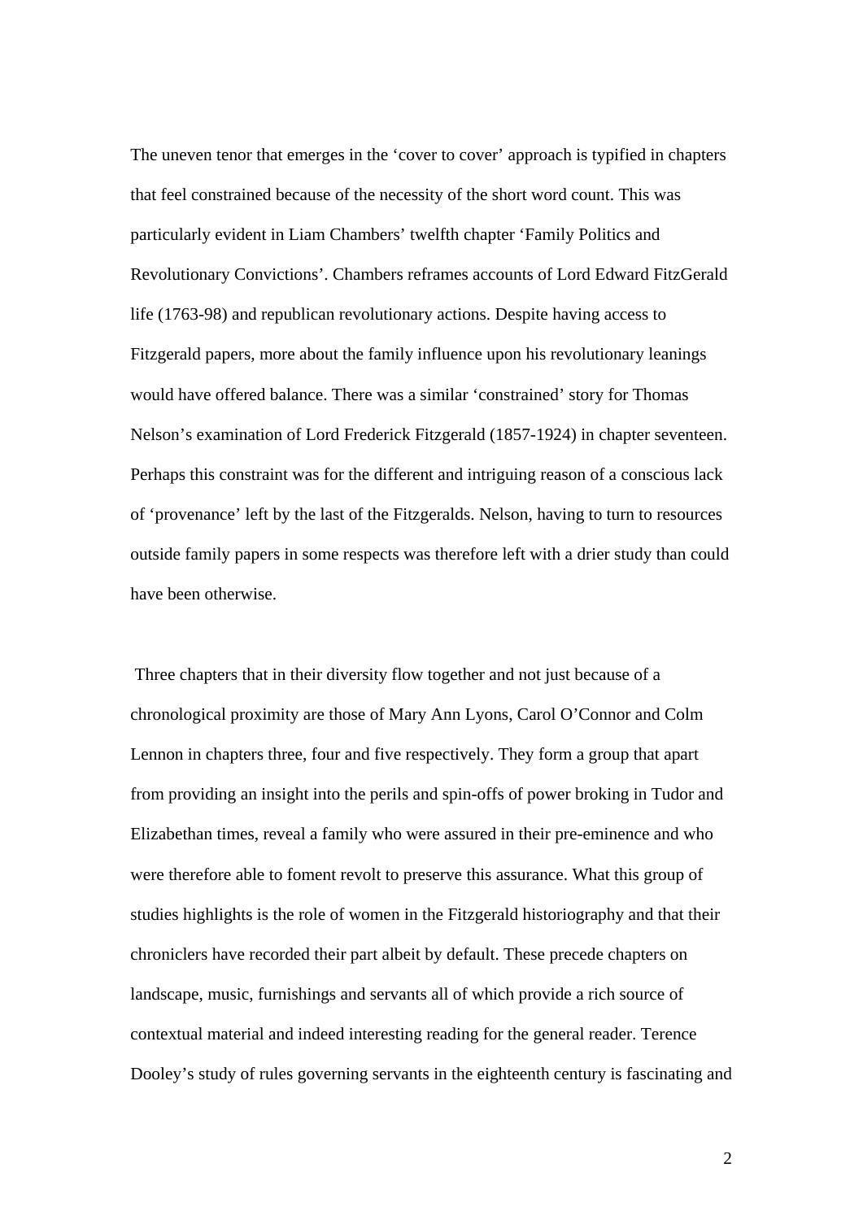The uneven tenor that emerges in the 'cover to cover' approach is typified in chapters that feel constrained because of the necessity of the short word count. This was particularly evident in Liam Chambers' twelfth chapter 'Family Politics and Revolutionary Convictions'. Chambers reframes accounts of Lord Edward FitzGerald life (1763-98) and republican revolutionary actions. Despite having access to Fitzgerald papers, more about the family influence upon his revolutionary leanings would have offered balance. There was a similar 'constrained' story for Thomas Nelson's examination of Lord Frederick Fitzgerald (1857-1924) in chapter seventeen. Perhaps this constraint was for the different and intriguing reason of a conscious lack of 'provenance' left by the last of the Fitzgeralds. Nelson, having to turn to resources outside family papers in some respects was therefore left with a drier study than could have been otherwise.

Three chapters that in their diversity flow together and not just because of a chronological proximity are those of Mary Ann Lyons, Carol O'Connor and Colm Lennon in chapters three, four and five respectively. They form a group that apart from providing an insight into the perils and spin-offs of power broking in Tudor and Elizabethan times, reveal a family who were assured in their pre-eminence and who were therefore able to foment revolt to preserve this assurance. What this group of studies highlights is the role of women in the Fitzgerald historiography and that their chroniclers have recorded their part albeit by default. These precede chapters on landscape, music, furnishings and servants all of which provide a rich source of contextual material and indeed interesting reading for the general reader. Terence Dooley's study of rules governing servants in the eighteenth century is fascinating and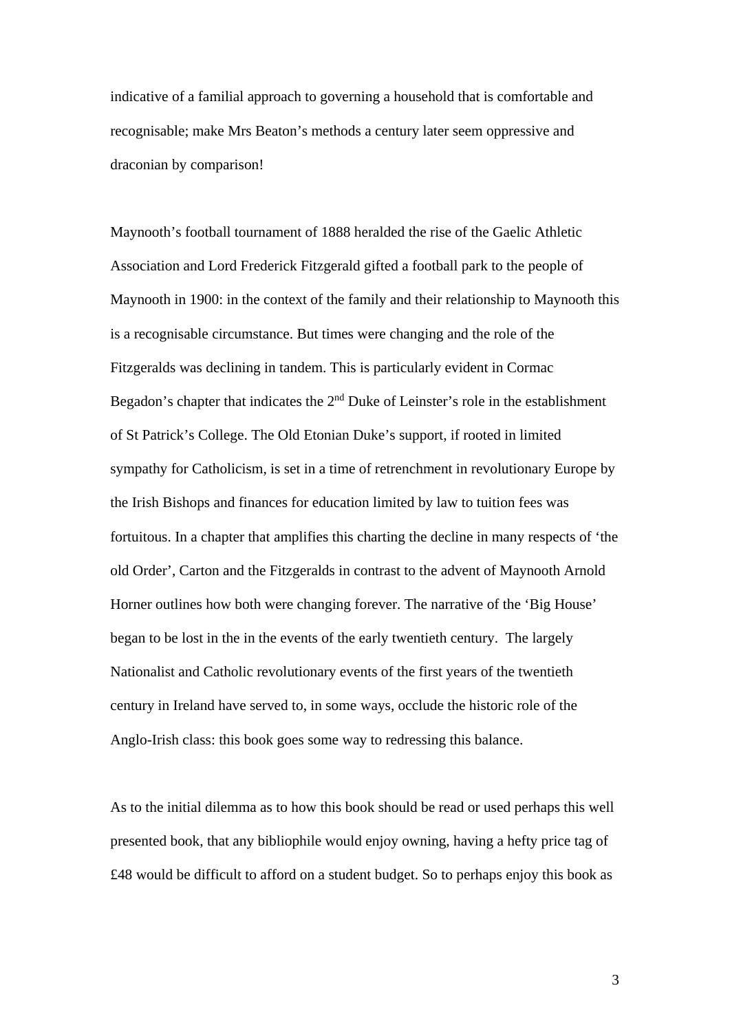indicative of a familial approach to governing a household that is comfortable and recognisable; make Mrs Beaton's methods a century later seem oppressive and draconian by comparison!

Maynooth's football tournament of 1888 heralded the rise of the Gaelic Athletic Association and Lord Frederick Fitzgerald gifted a football park to the people of Maynooth in 1900: in the context of the family and their relationship to Maynooth this is a recognisable circumstance. But times were changing and the role of the Fitzgeralds was declining in tandem. This is particularly evident in Cormac Begadon's chapter that indicates the 2nd Duke of Leinster's role in the establishment of St Patrick's College. The Old Etonian Duke's support, if rooted in limited sympathy for Catholicism, is set in a time of retrenchment in revolutionary Europe by the Irish Bishops and finances for education limited by law to tuition fees was fortuitous. In a chapter that amplifies this charting the decline in many respects of 'the old Order', Carton and the Fitzgeralds in contrast to the advent of Maynooth Arnold Horner outlines how both were changing forever. The narrative of the 'Big House' began to be lost in the in the events of the early twentieth century. The largely Nationalist and Catholic revolutionary events of the first years of the twentieth century in Ireland have served to, in some ways, occlude the historic role of the Anglo-Irish class: this book goes some way to redressing this balance.

As to the initial dilemma as to how this book should be read or used perhaps this well presented book, that any bibliophile would enjoy owning, having a hefty price tag of £48 would be difficult to afford on a student budget. So to perhaps enjoy this book as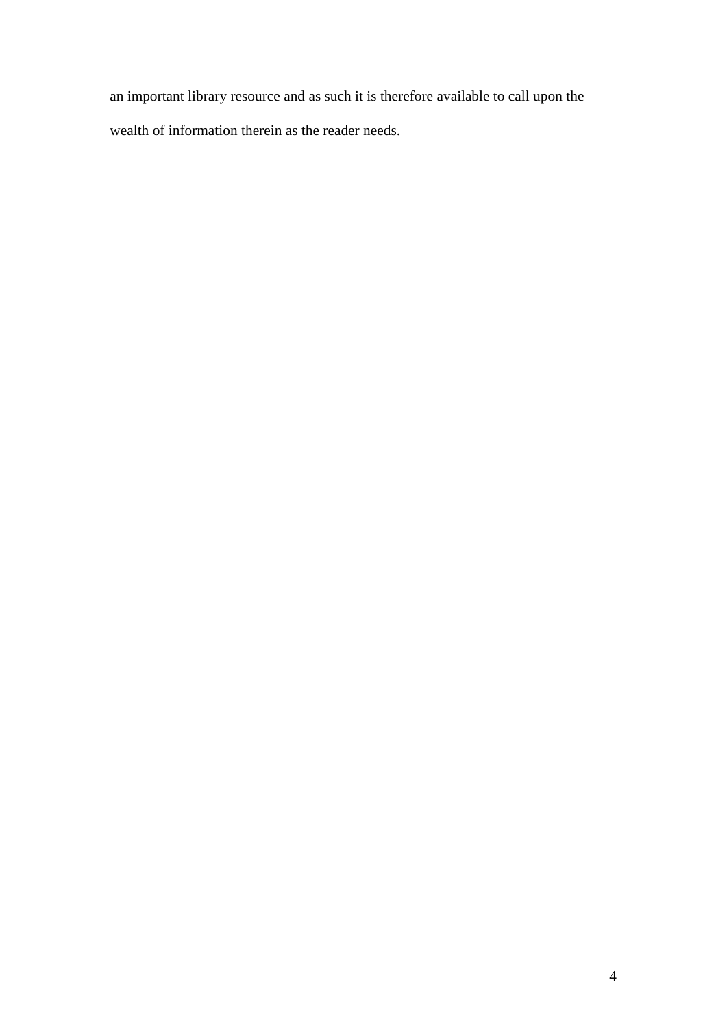an important library resource and as such it is therefore available to call upon the wealth of information therein as the reader needs.